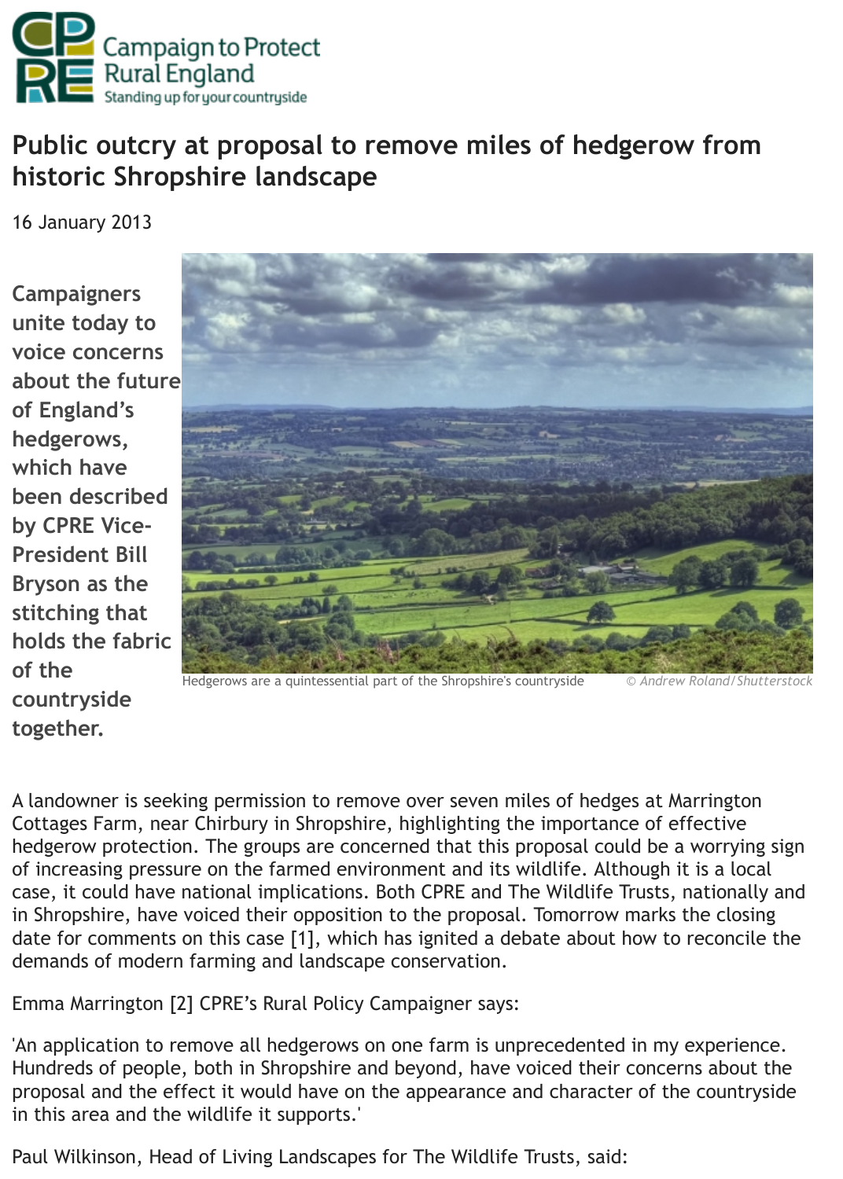Campaign to Protect Rural England
Standing up for your countryside

# Public outcry at proposal to remove miles of hedgerow from historic Shropshire landscape

16 January 2013

**Campaigners unite today to voice concerns about the future of England's hedgerows, which have been described by CPRE Vice-President Bill Bryson as the stitching that holds the fabric of the countryside together.**

Hedgerows are a quintessential part of the Shropshire's countryside © *Andrew Roland/Shutterstock*

A landowner is seeking permission to remove over seven miles of hedges at Marrington Cottages Farm, near Chirbury in Shropshire, highlighting the importance of effective hedgerow protection. The groups are concerned that this proposal could be a worrying sign of increasing pressure on the farmed environment and its wildlife. Although it is a local case, it could have national implications. Both CPRE and The Wildlife Trusts, nationally and in Shropshire, have voiced their opposition to the proposal. Tomorrow marks the closing date for comments on this case [1], which has ignited a debate about how to reconcile the demands of modern farming and landscape conservation.

Emma Marrington [2] CPRE's Rural Policy Campaigner says:

'An application to remove all hedgerows on one farm is unprecedented in my experience. Hundreds of people, both in Shropshire and beyond, have voiced their concerns about the proposal and the effect it would have on the appearance and character of the countryside in this area and the wildlife it supports.'

Paul Wilkinson, Head of Living Landscapes for The Wildlife Trusts, said: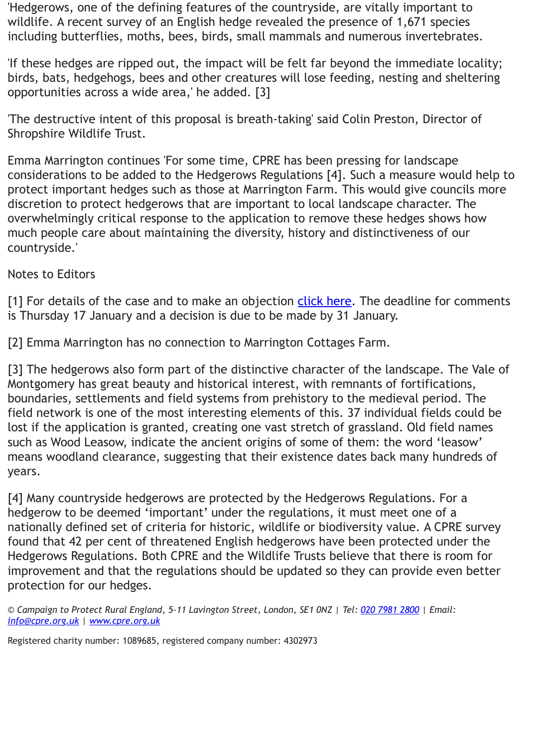'Hedgerows, one of the defining features of the countryside, are vitally important to wildlife. A recent survey of an English hedge revealed the presence of 1,671 species including butterflies, moths, bees, birds, small mammals and numerous invertebrates.

'If these hedges are ripped out, the impact will be felt far beyond the immediate locality; birds, bats, hedgehogs, bees and other creatures will lose feeding, nesting and sheltering opportunities across a wide area,' he added. [3]

'The destructive intent of this proposal is breath-taking' said Colin Preston, Director of Shropshire Wildlife Trust.

Emma Marrington continues 'For some time, CPRE has been pressing for landscape considerations to be added to the Hedgerows Regulations [4]. Such a measure would help to protect important hedges such as those at Marrington Farm. This would give councils more discretion to protect hedgerows that are important to local landscape character. The overwhelmingly critical response to the application to remove these hedges shows how much people care about maintaining the diversity, history and distinctiveness of our countryside.'

Notes to Editors

[1] For details of the case and to make an objection click here. The deadline for comments is Thursday 17 January and a decision is due to be made by 31 January.

[2] Emma Marrington has no connection to Marrington Cottages Farm.

[3] The hedgerows also form part of the distinctive character of the landscape. The Vale of Montgomery has great beauty and historical interest, with remnants of fortifications, boundaries, settlements and field systems from prehistory to the medieval period. The field network is one of the most interesting elements of this. 37 individual fields could be lost if the application is granted, creating one vast stretch of grassland. Old field names such as Wood Leasow, indicate the ancient origins of some of them: the word 'leasow' means woodland clearance, suggesting that their existence dates back many hundreds of years.

[4] Many countryside hedgerows are protected by the Hedgerows Regulations. For a hedgerow to be deemed 'important' under the regulations, it must meet one of a nationally defined set of criteria for historic, wildlife or biodiversity value. A CPRE survey found that 42 per cent of threatened English hedgerows have been protected under the Hedgerows Regulations. Both CPRE and the Wildlife Trusts believe that there is room for improvement and that the regulations should be updated so they can provide even better protection for our hedges.

*© Campaign to Protect Rural England, 5-11 Lavington Street, London, SE1 0NZ | Tel: 020 7981 2800 | Email: info@cpre.org.uk | www.cpre.org.uk*

Registered charity number: 1089685, registered company number: 4302973